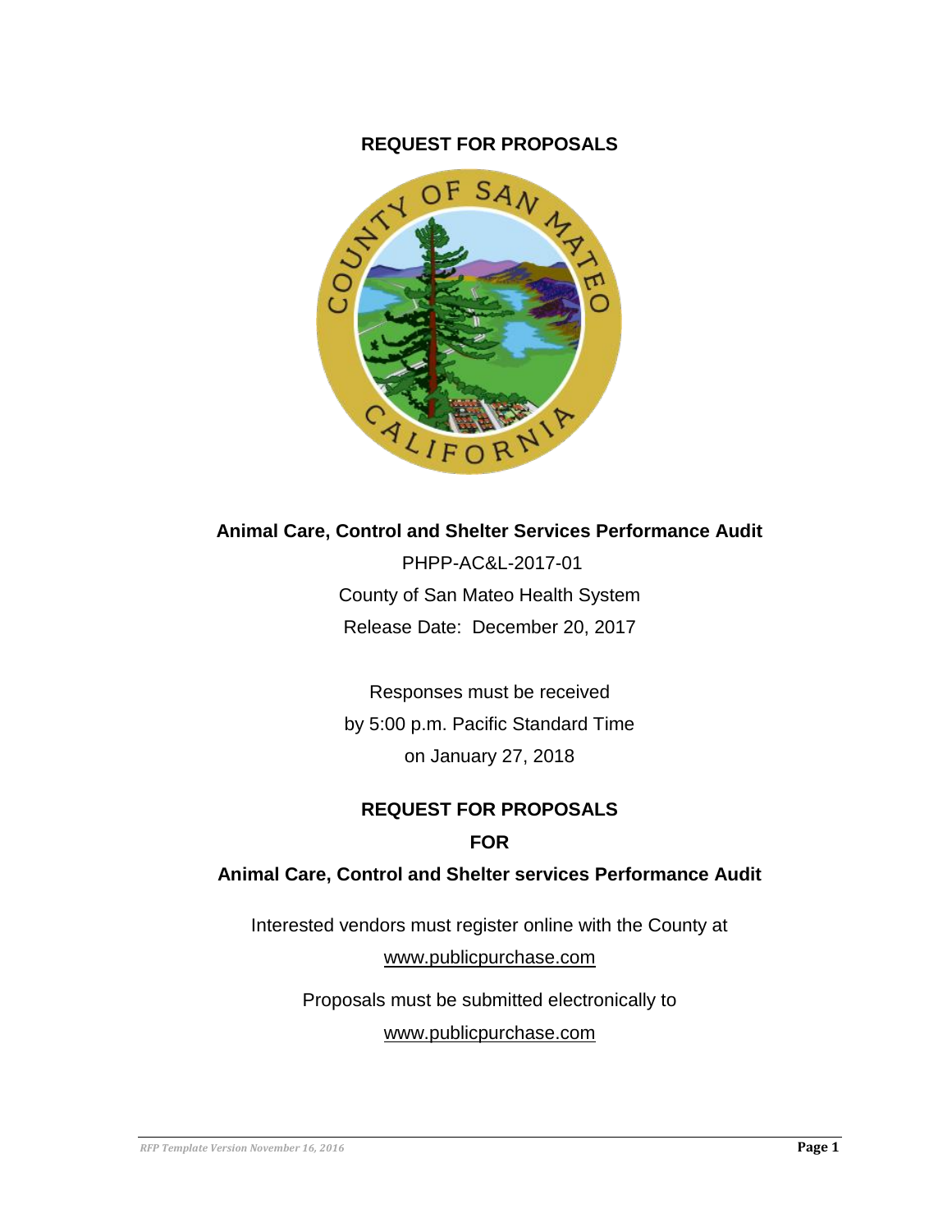# REQUEST FOR PROPOSALS

**Animal Care, Control and Shelter Services Performance Audit**

PHPP-AC&L-2017-01

County of San Mateo Health System

Release Date: December 20, 2017

Responses must be received

by 5:00 p.m. Pacific Standard Time

on January 27, 2018

## REQUEST FOR PROPOSALS

## FOR

## Animal Care, Control and Shelter services Performance Audit

Interested vendors must register online with the County at

www.publicpurchase.com

Proposals must be submitted electronically to

www.publicpurchase.com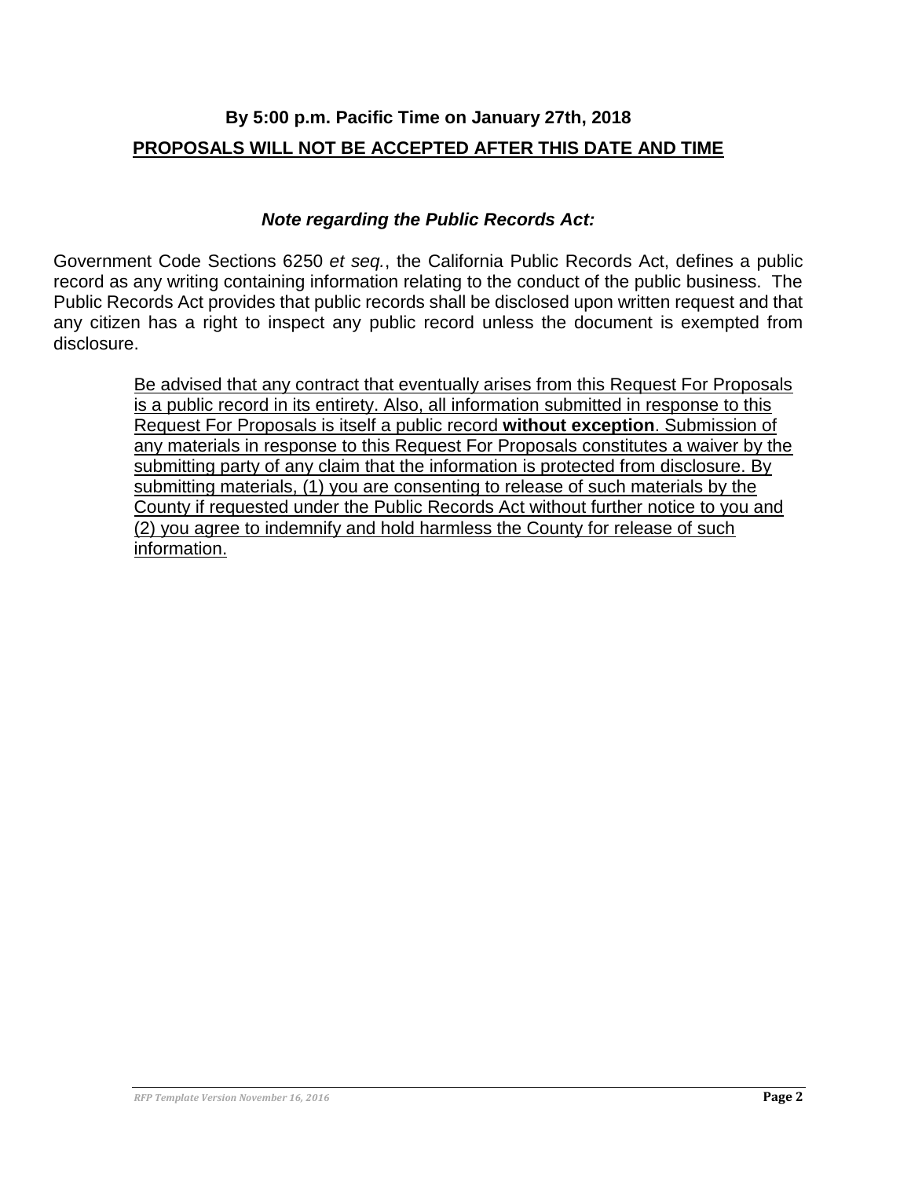**By 5:00 p.m. Pacific Time on January 27th, 2018**

**PROPOSALS WILL NOT BE ACCEPTED AFTER THIS DATE AND TIME**

***Note regarding the Public Records Act:***

Government Code Sections 6250 *et seq.*, the California Public Records Act, defines a public record as any writing containing information relating to the conduct of the public business. The Public Records Act provides that public records shall be disclosed upon written request and that any citizen has a right to inspect any public record unless the document is exempted from disclosure.

> Be advised that any contract that eventually arises from this Request For Proposals is a public record in its entirety. Also, all information submitted in response to this Request For Proposals is itself a public record **without exception**. Submission of any materials in response to this Request For Proposals constitutes a waiver by the submitting party of any claim that the information is protected from disclosure. By submitting materials, (1) you are consenting to release of such materials by the County if requested under the Public Records Act without further notice to you and (2) you agree to indemnify and hold harmless the County for release of such information.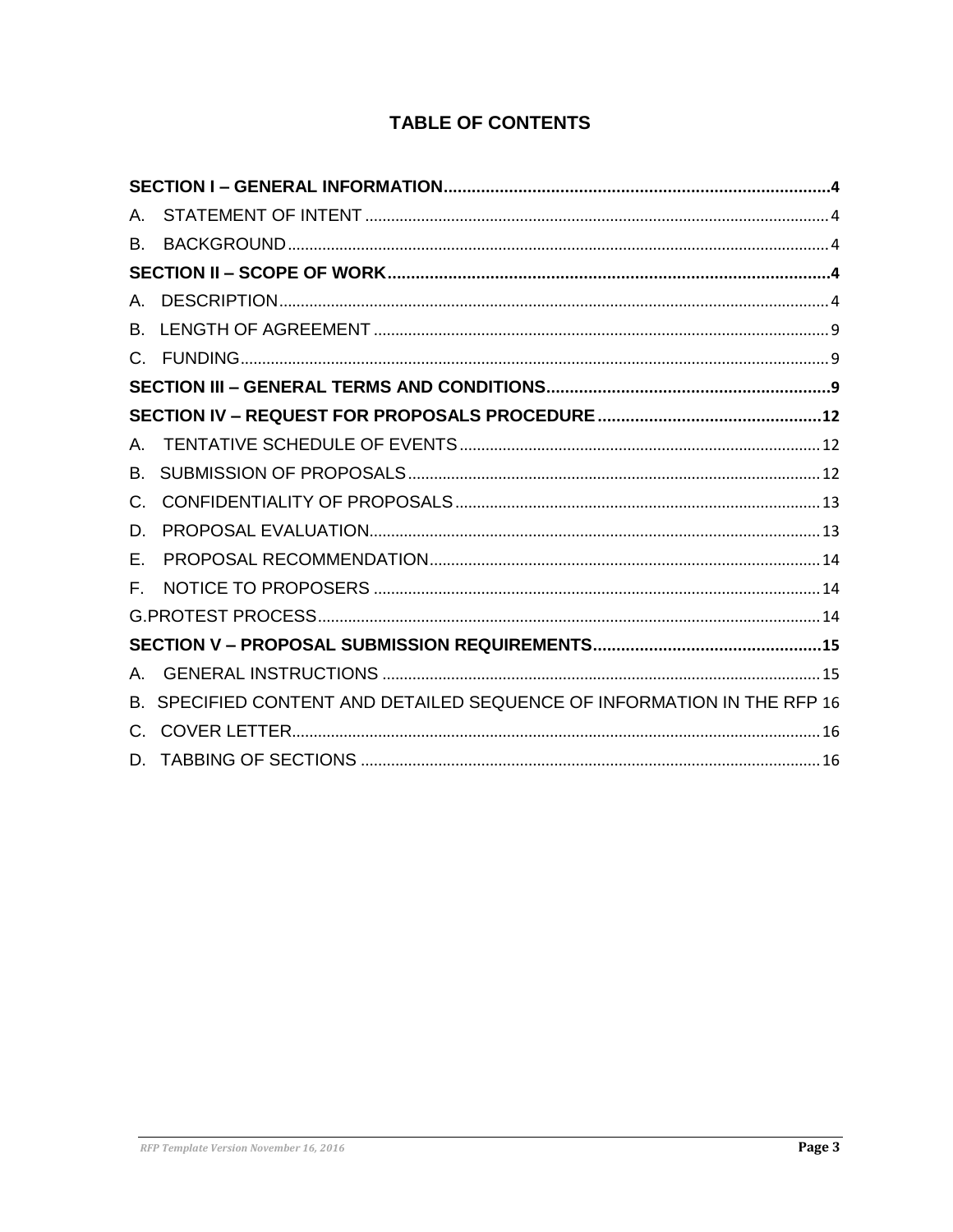# TABLE OF CONTENTS

**SECTION I – GENERAL INFORMATION** .......... **4**

A. STATEMENT OF INTENT .......... 4

B. BACKGROUND .......... 4

**SECTION II – SCOPE OF WORK** .......... **4**

A. DESCRIPTION .......... 4

B. LENGTH OF AGREEMENT .......... 9

C. FUNDING .......... 9

**SECTION III – GENERAL TERMS AND CONDITIONS** .......... **9**

**SECTION IV – REQUEST FOR PROPOSALS PROCEDURE** .......... **12**

A. TENTATIVE SCHEDULE OF EVENTS .......... 12

B. SUBMISSION OF PROPOSALS .......... 12

C. CONFIDENTIALITY OF PROPOSALS .......... 13

D. PROPOSAL EVALUATION .......... 13

E. PROPOSAL RECOMMENDATION .......... 14

F. NOTICE TO PROPOSERS .......... 14

G.PROTEST PROCESS .......... 14

**SECTION V – PROPOSAL SUBMISSION REQUIREMENTS** .......... **15**

A. GENERAL INSTRUCTIONS .......... 15

B. SPECIFIED CONTENT AND DETAILED SEQUENCE OF INFORMATION IN THE RFP 16

C. COVER LETTER .......... 16

D. TABBING OF SECTIONS .......... 16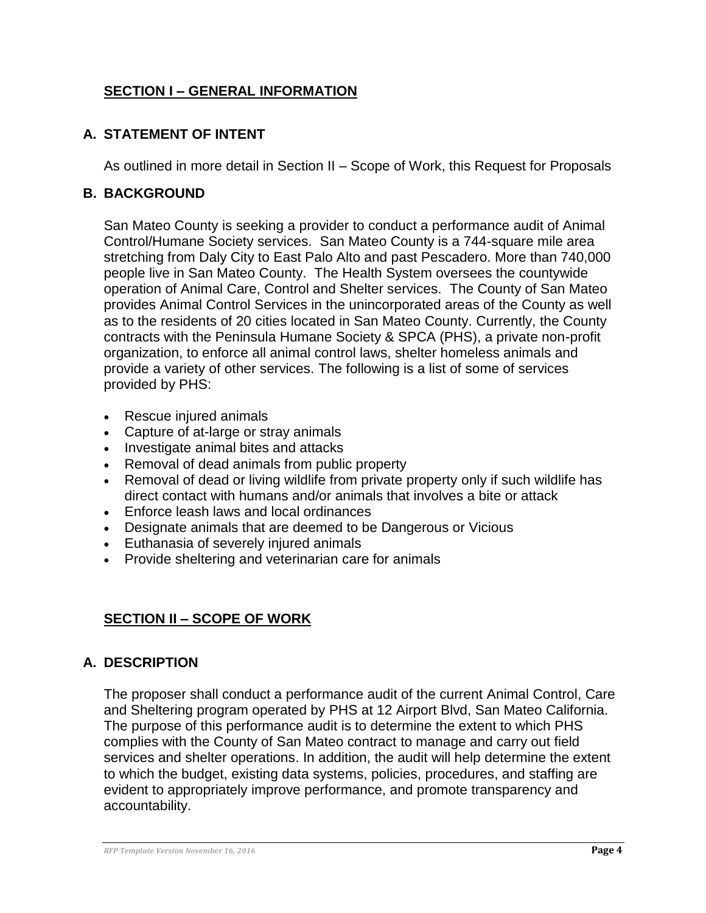## SECTION I – GENERAL INFORMATION

### A. STATEMENT OF INTENT

As outlined in more detail in Section II – Scope of Work, this Request for Proposals

### B. BACKGROUND

San Mateo County is seeking a provider to conduct a performance audit of Animal Control/Humane Society services. San Mateo County is a 744-square mile area stretching from Daly City to East Palo Alto and past Pescadero. More than 740,000 people live in San Mateo County. The Health System oversees the countywide operation of Animal Care, Control and Shelter services. The County of San Mateo provides Animal Control Services in the unincorporated areas of the County as well as to the residents of 20 cities located in San Mateo County. Currently, the County contracts with the Peninsula Humane Society & SPCA (PHS), a private non-profit organization, to enforce all animal control laws, shelter homeless animals and provide a variety of other services. The following is a list of some of services provided by PHS:

- Rescue injured animals
- Capture of at-large or stray animals
- Investigate animal bites and attacks
- Removal of dead animals from public property
- Removal of dead or living wildlife from private property only if such wildlife has direct contact with humans and/or animals that involves a bite or attack
- Enforce leash laws and local ordinances
- Designate animals that are deemed to be Dangerous or Vicious
- Euthanasia of severely injured animals
- Provide sheltering and veterinarian care for animals

## SECTION II – SCOPE OF WORK

### A. DESCRIPTION

The proposer shall conduct a performance audit of the current Animal Control, Care and Sheltering program operated by PHS at 12 Airport Blvd, San Mateo California. The purpose of this performance audit is to determine the extent to which PHS complies with the County of San Mateo contract to manage and carry out field services and shelter operations. In addition, the audit will help determine the extent to which the budget, existing data systems, policies, procedures, and staffing are evident to appropriately improve performance, and promote transparency and accountability.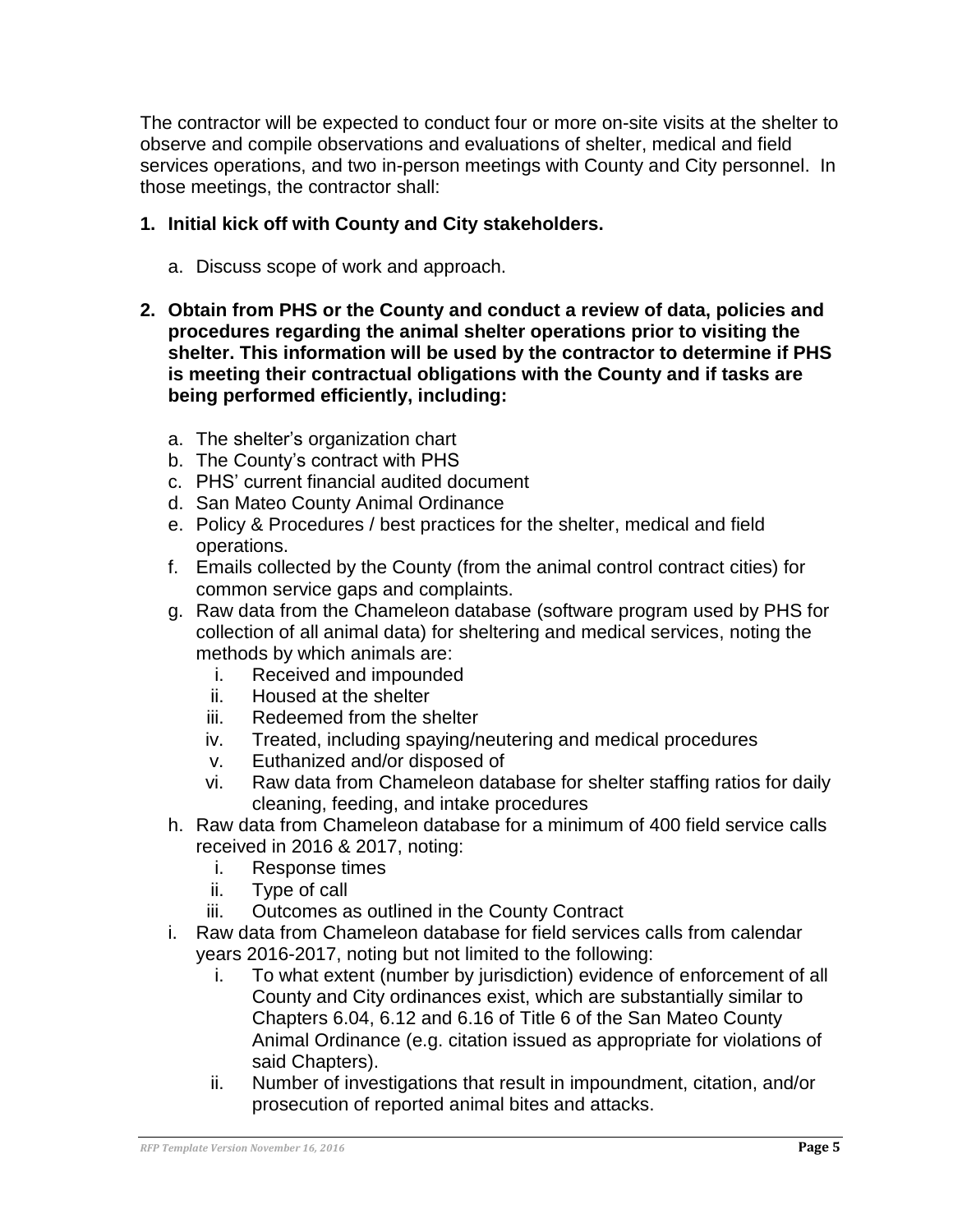The contractor will be expected to conduct four or more on-site visits at the shelter to observe and compile observations and evaluations of shelter, medical and field services operations, and two in-person meetings with County and City personnel. In those meetings, the contractor shall:

1. **Initial kick off with County and City stakeholders.**
    a. Discuss scope of work and approach.

2. **Obtain from PHS or the County and conduct a review of data, policies and procedures regarding the animal shelter operations prior to visiting the shelter. This information will be used by the contractor to determine if PHS is meeting their contractual obligations with the County and if tasks are being performed efficiently, including:**
    a. The shelter's organization chart
    b. The County's contract with PHS
    c. PHS' current financial audited document
    d. San Mateo County Animal Ordinance
    e. Policy & Procedures / best practices for the shelter, medical and field operations.
    f. Emails collected by the County (from the animal control contract cities) for common service gaps and complaints.
    g. Raw data from the Chameleon database (software program used by PHS for collection of all animal data) for sheltering and medical services, noting the methods by which animals are:
        i. Received and impounded
        ii. Housed at the shelter
        iii. Redeemed from the shelter
        iv. Treated, including spaying/neutering and medical procedures
        v. Euthanized and/or disposed of
        vi. Raw data from Chameleon database for shelter staffing ratios for daily cleaning, feeding, and intake procedures
    h. Raw data from Chameleon database for a minimum of 400 field service calls received in 2016 & 2017, noting:
        i. Response times
        ii. Type of call
        iii. Outcomes as outlined in the County Contract
    i. Raw data from Chameleon database for field services calls from calendar years 2016-2017, noting but not limited to the following:
        i. To what extent (number by jurisdiction) evidence of enforcement of all County and City ordinances exist, which are substantially similar to Chapters 6.04, 6.12 and 6.16 of Title 6 of the San Mateo County Animal Ordinance (e.g. citation issued as appropriate for violations of said Chapters).
        ii. Number of investigations that result in impoundment, citation, and/or prosecution of reported animal bites and attacks.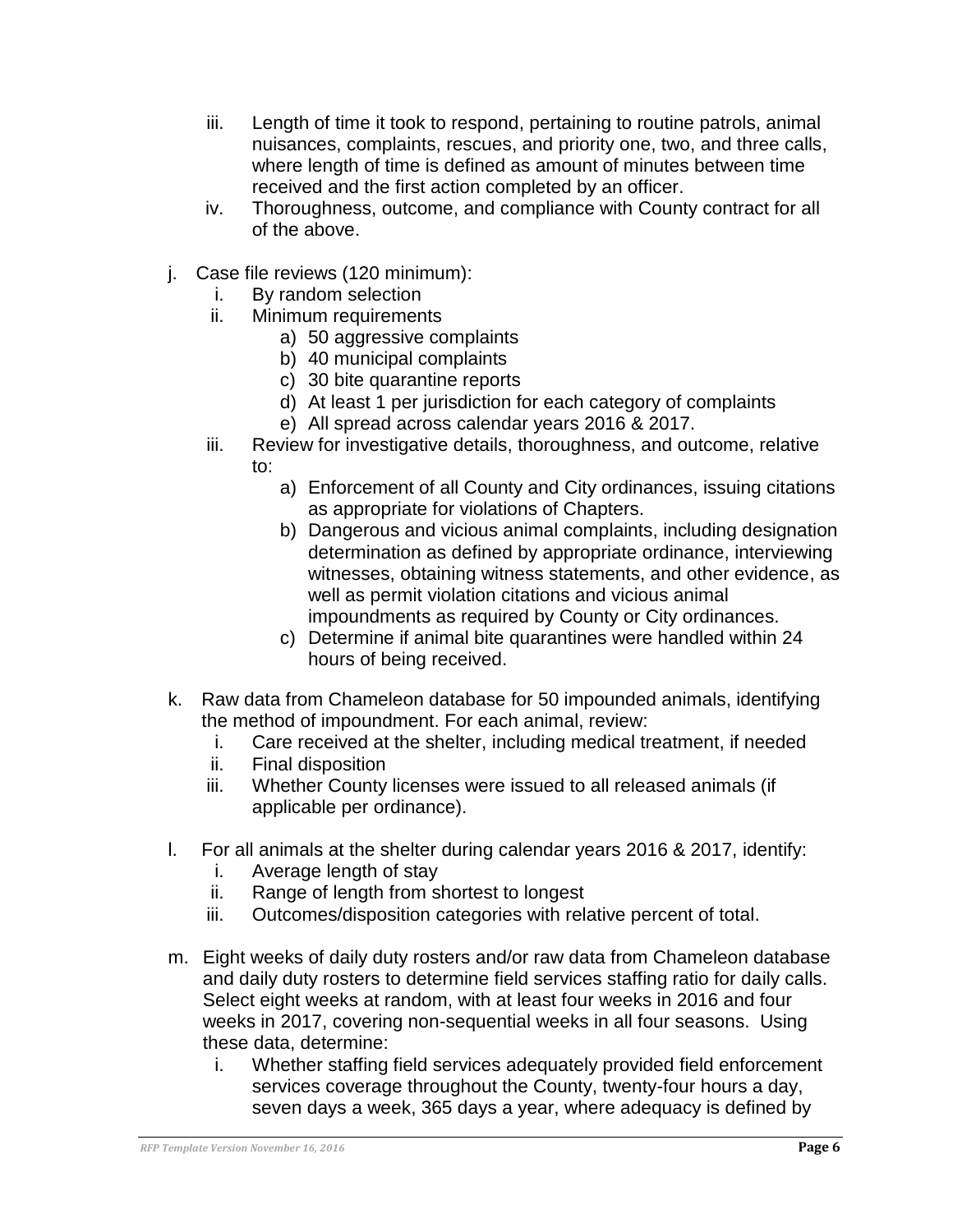iii. Length of time it took to respond, pertaining to routine patrols, animal nuisances, complaints, rescues, and priority one, two, and three calls, where length of time is defined as amount of minutes between time received and the first action completed by an officer.
   iv. Thoroughness, outcome, and compliance with County contract for all of the above.

j. Case file reviews (120 minimum):
   i. By random selection
   ii. Minimum requirements
      a) 50 aggressive complaints
      b) 40 municipal complaints
      c) 30 bite quarantine reports
      d) At least 1 per jurisdiction for each category of complaints
      e) All spread across calendar years 2016 & 2017.
   iii. Review for investigative details, thoroughness, and outcome, relative to:
      a) Enforcement of all County and City ordinances, issuing citations as appropriate for violations of Chapters.
      b) Dangerous and vicious animal complaints, including designation determination as defined by appropriate ordinance, interviewing witnesses, obtaining witness statements, and other evidence, as well as permit violation citations and vicious animal impoundments as required by County or City ordinances.
      c) Determine if animal bite quarantines were handled within 24 hours of being received.

k. Raw data from Chameleon database for 50 impounded animals, identifying the method of impoundment. For each animal, review:
   i. Care received at the shelter, including medical treatment, if needed
   ii. Final disposition
   iii. Whether County licenses were issued to all released animals (if applicable per ordinance).

l. For all animals at the shelter during calendar years 2016 & 2017, identify:
   i. Average length of stay
   ii. Range of length from shortest to longest
   iii. Outcomes/disposition categories with relative percent of total.

m. Eight weeks of daily duty rosters and/or raw data from Chameleon database and daily duty rosters to determine field services staffing ratio for daily calls. Select eight weeks at random, with at least four weeks in 2016 and four weeks in 2017, covering non-sequential weeks in all four seasons. Using these data, determine:
   i. Whether staffing field services adequately provided field enforcement services coverage throughout the County, twenty-four hours a day, seven days a week, 365 days a year, where adequacy is defined by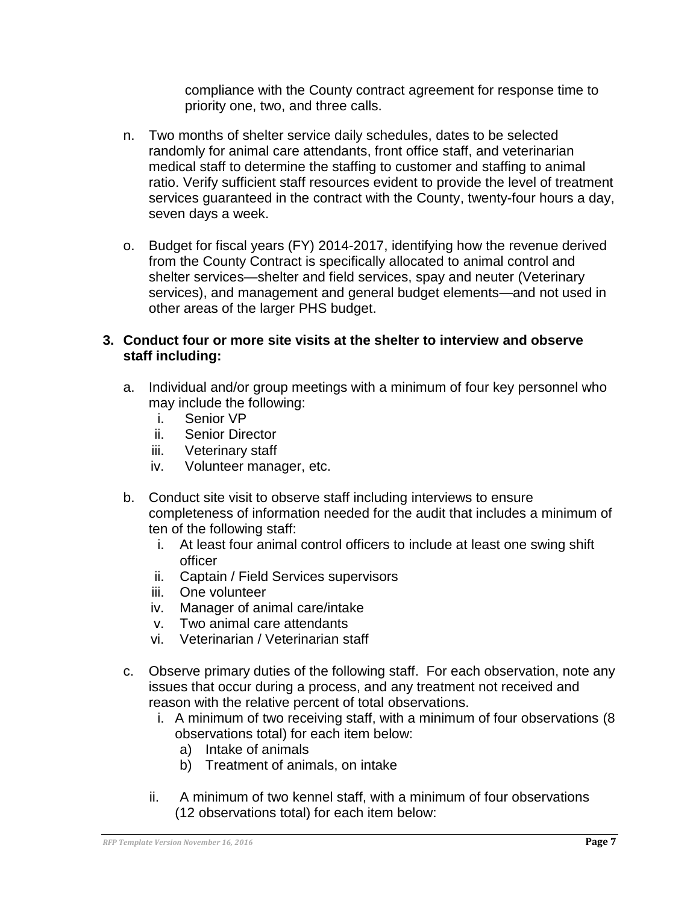compliance with the County contract agreement for response time to priority one, two, and three calls.

n. Two months of shelter service daily schedules, dates to be selected randomly for animal care attendants, front office staff, and veterinarian medical staff to determine the staffing to customer and staffing to animal ratio. Verify sufficient staff resources evident to provide the level of treatment services guaranteed in the contract with the County, twenty-four hours a day, seven days a week.

o. Budget for fiscal years (FY) 2014-2017, identifying how the revenue derived from the County Contract is specifically allocated to animal control and shelter services—shelter and field services, spay and neuter (Veterinary services), and management and general budget elements—and not used in other areas of the larger PHS budget.

**3. Conduct four or more site visits at the shelter to interview and observe staff including:**

a. Individual and/or group meetings with a minimum of four key personnel who may include the following:
   i. Senior VP
   ii. Senior Director
   iii. Veterinary staff
   iv. Volunteer manager, etc.

b. Conduct site visit to observe staff including interviews to ensure completeness of information needed for the audit that includes a minimum of ten of the following staff:
   i. At least four animal control officers to include at least one swing shift officer
   ii. Captain / Field Services supervisors
   iii. One volunteer
   iv. Manager of animal care/intake
   v. Two animal care attendants
   vi. Veterinarian / Veterinarian staff

c. Observe primary duties of the following staff. For each observation, note any issues that occur during a process, and any treatment not received and reason with the relative percent of total observations.
   i. A minimum of two receiving staff, with a minimum of four observations (8 observations total) for each item below:
      a) Intake of animals
      b) Treatment of animals, on intake

   ii. A minimum of two kennel staff, with a minimum of four observations (12 observations total) for each item below: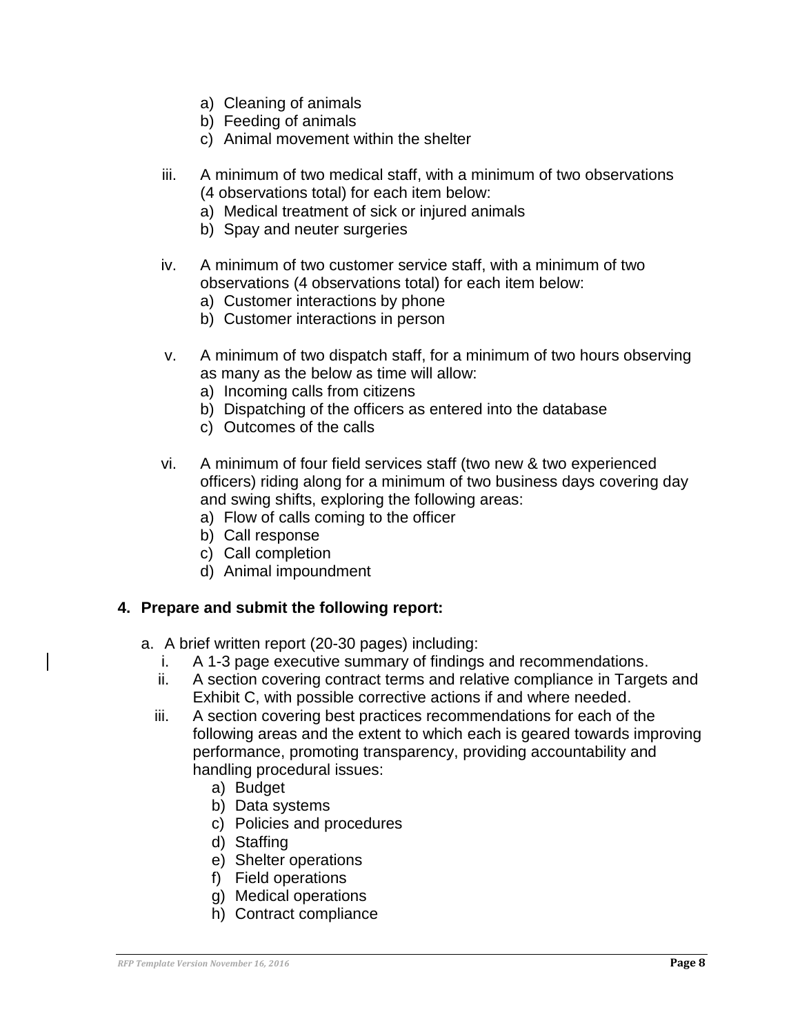a) Cleaning of animals
b) Feeding of animals
c) Animal movement within the shelter

iii. A minimum of two medical staff, with a minimum of two observations (4 observations total) for each item below:
   a) Medical treatment of sick or injured animals
   b) Spay and neuter surgeries

iv. A minimum of two customer service staff, with a minimum of two observations (4 observations total) for each item below:
   a) Customer interactions by phone
   b) Customer interactions in person

v. A minimum of two dispatch staff, for a minimum of two hours observing as many as the below as time will allow:
   a) Incoming calls from citizens
   b) Dispatching of the officers as entered into the database
   c) Outcomes of the calls

vi. A minimum of four field services staff (two new & two experienced officers) riding along for a minimum of two business days covering day and swing shifts, exploring the following areas:
   a) Flow of calls coming to the officer
   b) Call response
   c) Call completion
   d) Animal impoundment

**4. Prepare and submit the following report:**

a. A brief written report (20-30 pages) including:
   i. A 1-3 page executive summary of findings and recommendations.
   ii. A section covering contract terms and relative compliance in Targets and Exhibit C, with possible corrective actions if and where needed.
   iii. A section covering best practices recommendations for each of the following areas and the extent to which each is geared towards improving performance, promoting transparency, providing accountability and handling procedural issues:
      a) Budget
      b) Data systems
      c) Policies and procedures
      d) Staffing
      e) Shelter operations
      f) Field operations
      g) Medical operations
      h) Contract compliance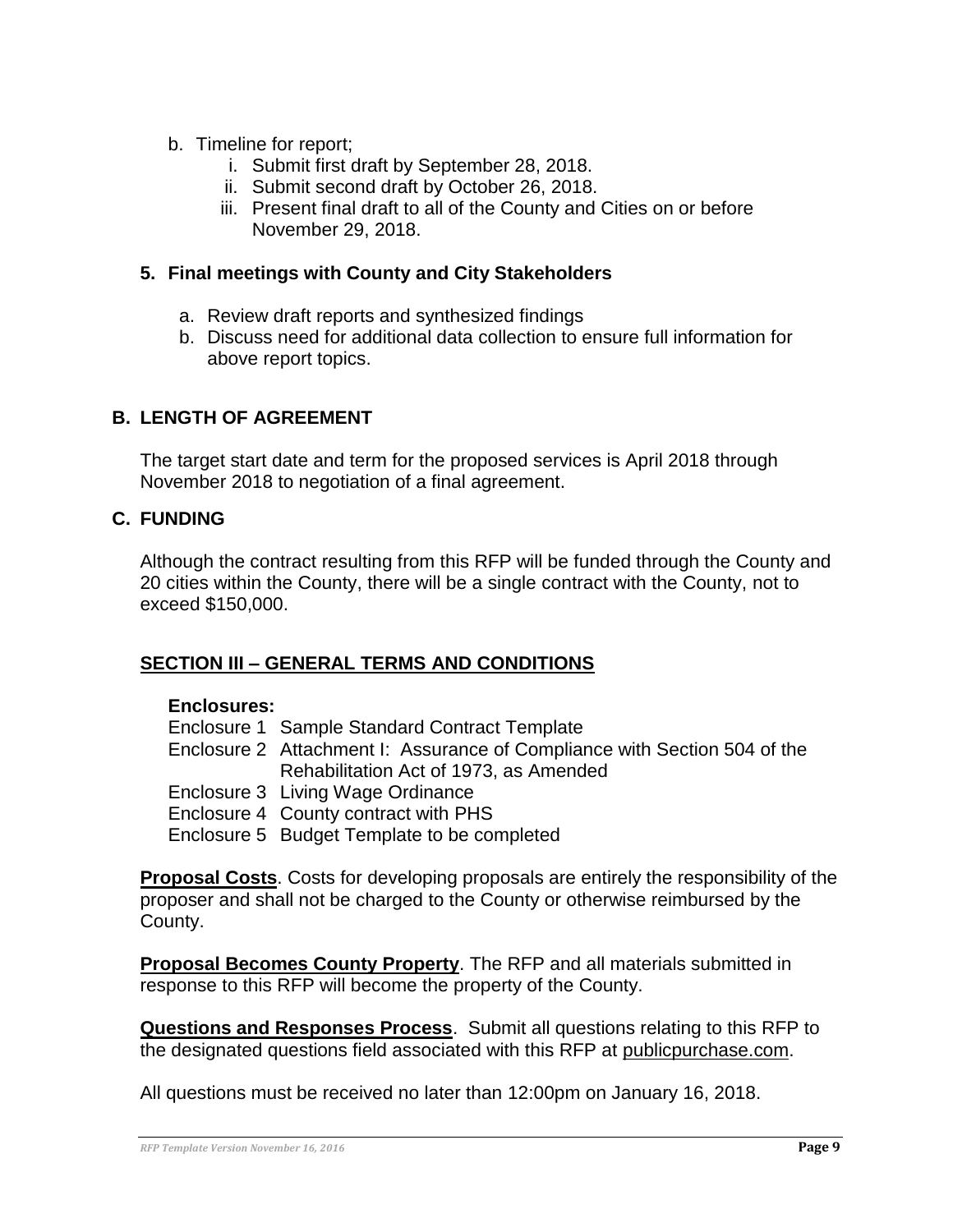b. Timeline for report;
   i. Submit first draft by September 28, 2018.
   ii. Submit second draft by October 26, 2018.
   iii. Present final draft to all of the County and Cities on or before November 29, 2018.

**5. Final meetings with County and City Stakeholders**

   a. Review draft reports and synthesized findings
   b. Discuss need for additional data collection to ensure full information for above report topics.

## B. LENGTH OF AGREEMENT

The target start date and term for the proposed services is April 2018 through November 2018 to negotiation of a final agreement.

## C. FUNDING

Although the contract resulting from this RFP will be funded through the County and 20 cities within the County, there will be a single contract with the County, not to exceed $150,000.

## SECTION III – GENERAL TERMS AND CONDITIONS

**Enclosures:**

Enclosure 1 Sample Standard Contract Template
Enclosure 2 Attachment I: Assurance of Compliance with Section 504 of the Rehabilitation Act of 1973, as Amended
Enclosure 3 Living Wage Ordinance
Enclosure 4 County contract with PHS
Enclosure 5 Budget Template to be completed

**Proposal Costs**. Costs for developing proposals are entirely the responsibility of the proposer and shall not be charged to the County or otherwise reimbursed by the County.

**Proposal Becomes County Property**. The RFP and all materials submitted in response to this RFP will become the property of the County.

**Questions and Responses Process**. Submit all questions relating to this RFP to the designated questions field associated with this RFP at publicpurchase.com.

All questions must be received no later than 12:00pm on January 16, 2018.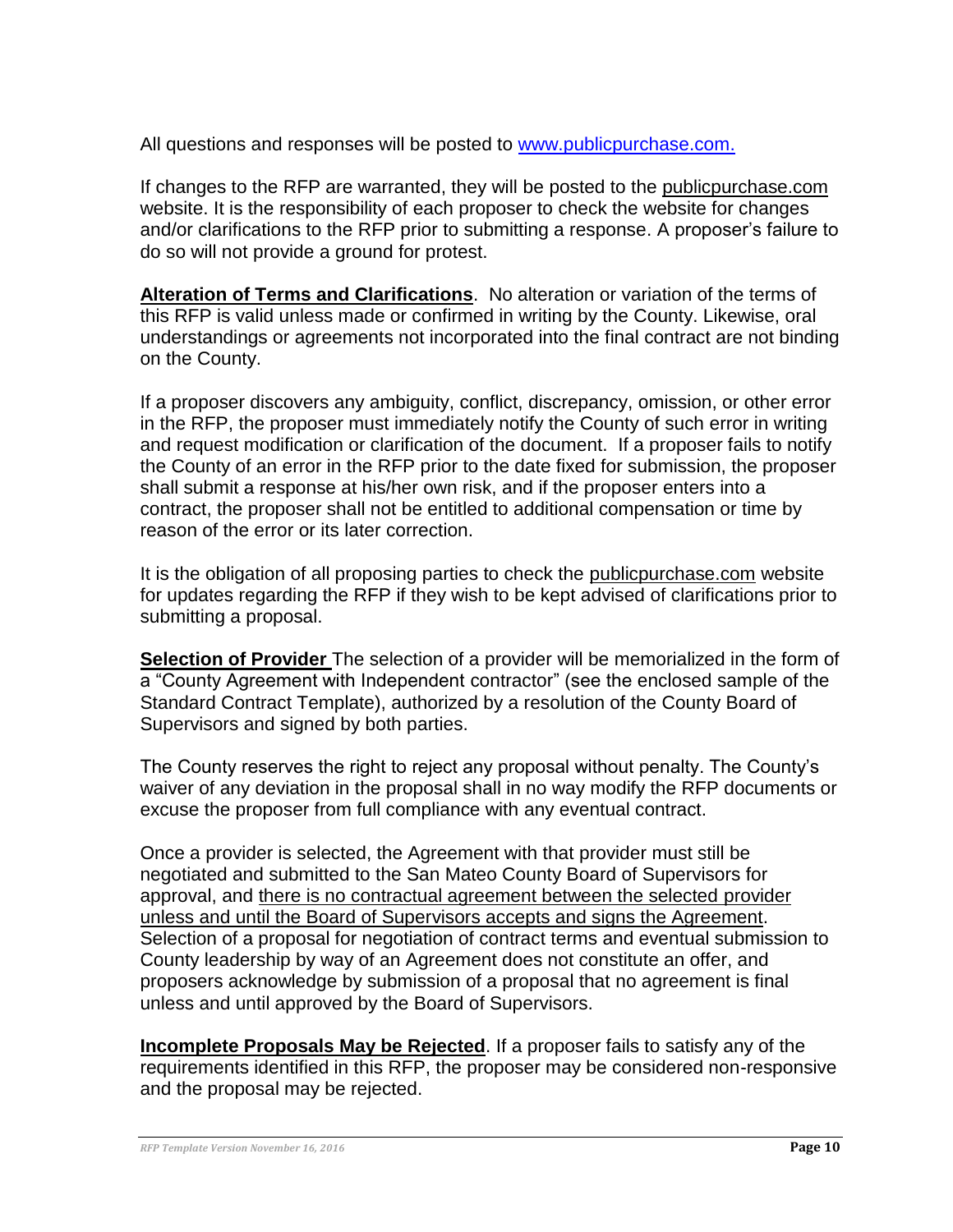All questions and responses will be posted to www.publicpurchase.com.

If changes to the RFP are warranted, they will be posted to the publicpurchase.com website. It is the responsibility of each proposer to check the website for changes and/or clarifications to the RFP prior to submitting a response. A proposer's failure to do so will not provide a ground for protest.

**Alteration of Terms and Clarifications**. No alteration or variation of the terms of this RFP is valid unless made or confirmed in writing by the County. Likewise, oral understandings or agreements not incorporated into the final contract are not binding on the County.

If a proposer discovers any ambiguity, conflict, discrepancy, omission, or other error in the RFP, the proposer must immediately notify the County of such error in writing and request modification or clarification of the document. If a proposer fails to notify the County of an error in the RFP prior to the date fixed for submission, the proposer shall submit a response at his/her own risk, and if the proposer enters into a contract, the proposer shall not be entitled to additional compensation or time by reason of the error or its later correction.

It is the obligation of all proposing parties to check the publicpurchase.com website for updates regarding the RFP if they wish to be kept advised of clarifications prior to submitting a proposal.

**Selection of Provider** The selection of a provider will be memorialized in the form of a "County Agreement with Independent contractor" (see the enclosed sample of the Standard Contract Template), authorized by a resolution of the County Board of Supervisors and signed by both parties.

The County reserves the right to reject any proposal without penalty. The County's waiver of any deviation in the proposal shall in no way modify the RFP documents or excuse the proposer from full compliance with any eventual contract.

Once a provider is selected, the Agreement with that provider must still be negotiated and submitted to the San Mateo County Board of Supervisors for approval, and there is no contractual agreement between the selected provider unless and until the Board of Supervisors accepts and signs the Agreement. Selection of a proposal for negotiation of contract terms and eventual submission to County leadership by way of an Agreement does not constitute an offer, and proposers acknowledge by submission of a proposal that no agreement is final unless and until approved by the Board of Supervisors.

**Incomplete Proposals May be Rejected**. If a proposer fails to satisfy any of the requirements identified in this RFP, the proposer may be considered non-responsive and the proposal may be rejected.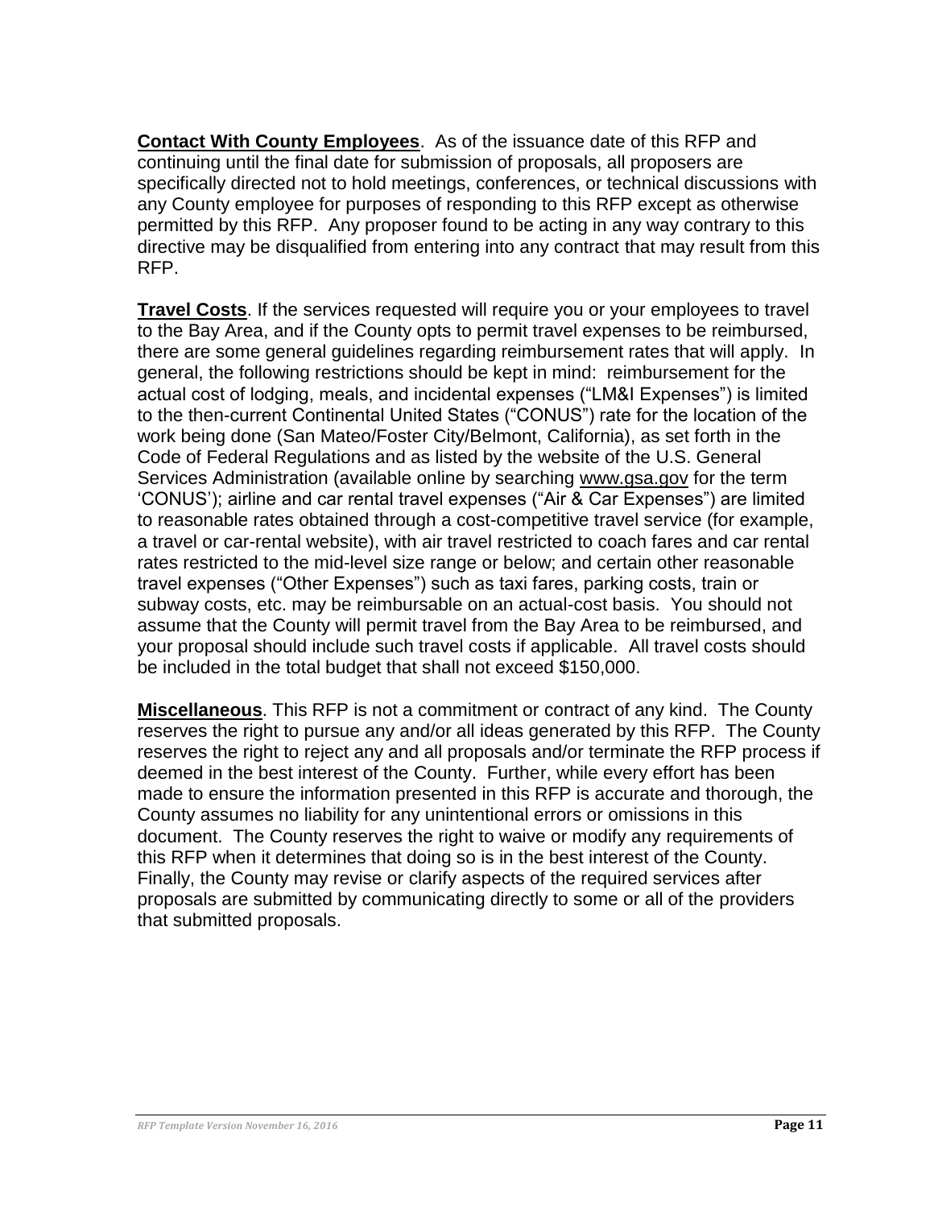**Contact With County Employees**. As of the issuance date of this RFP and continuing until the final date for submission of proposals, all proposers are specifically directed not to hold meetings, conferences, or technical discussions with any County employee for purposes of responding to this RFP except as otherwise permitted by this RFP. Any proposer found to be acting in any way contrary to this directive may be disqualified from entering into any contract that may result from this RFP.

**Travel Costs**. If the services requested will require you or your employees to travel to the Bay Area, and if the County opts to permit travel expenses to be reimbursed, there are some general guidelines regarding reimbursement rates that will apply. In general, the following restrictions should be kept in mind: reimbursement for the actual cost of lodging, meals, and incidental expenses ("LM&I Expenses") is limited to the then-current Continental United States ("CONUS") rate for the location of the work being done (San Mateo/Foster City/Belmont, California), as set forth in the Code of Federal Regulations and as listed by the website of the U.S. General Services Administration (available online by searching www.gsa.gov for the term 'CONUS'); airline and car rental travel expenses ("Air & Car Expenses") are limited to reasonable rates obtained through a cost-competitive travel service (for example, a travel or car-rental website), with air travel restricted to coach fares and car rental rates restricted to the mid-level size range or below; and certain other reasonable travel expenses ("Other Expenses") such as taxi fares, parking costs, train or subway costs, etc. may be reimbursable on an actual-cost basis. You should not assume that the County will permit travel from the Bay Area to be reimbursed, and your proposal should include such travel costs if applicable. All travel costs should be included in the total budget that shall not exceed $150,000.

**Miscellaneous**. This RFP is not a commitment or contract of any kind. The County reserves the right to pursue any and/or all ideas generated by this RFP. The County reserves the right to reject any and all proposals and/or terminate the RFP process if deemed in the best interest of the County. Further, while every effort has been made to ensure the information presented in this RFP is accurate and thorough, the County assumes no liability for any unintentional errors or omissions in this document. The County reserves the right to waive or modify any requirements of this RFP when it determines that doing so is in the best interest of the County. Finally, the County may revise or clarify aspects of the required services after proposals are submitted by communicating directly to some or all of the providers that submitted proposals.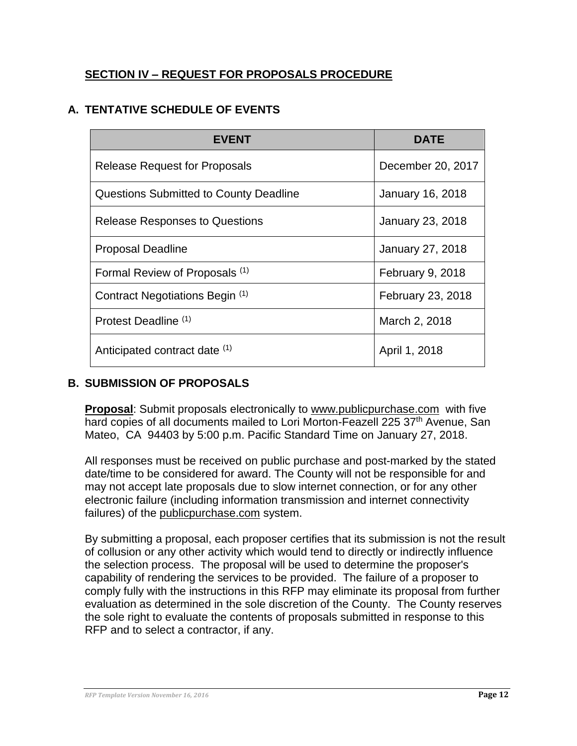## SECTION IV – REQUEST FOR PROPOSALS PROCEDURE

### A. TENTATIVE SCHEDULE OF EVENTS

| EVENT | DATE |
|---|---|
| Release Request for Proposals | December 20, 2017 |
| Questions Submitted to County Deadline | January 16, 2018 |
| Release Responses to Questions | January 23, 2018 |
| Proposal Deadline | January 27, 2018 |
| Formal Review of Proposals (1) | February 9, 2018 |
| Contract Negotiations Begin (1) | February 23, 2018 |
| Protest Deadline (1) | March 2, 2018 |
| Anticipated contract date (1) | April 1, 2018 |

### B. SUBMISSION OF PROPOSALS

**Proposal**: Submit proposals electronically to www.publicpurchase.com with five hard copies of all documents mailed to Lori Morton-Feazell 225 37th Avenue, San Mateo, CA 94403 by 5:00 p.m. Pacific Standard Time on January 27, 2018.

All responses must be received on public purchase and post-marked by the stated date/time to be considered for award. The County will not be responsible for and may not accept late proposals due to slow internet connection, or for any other electronic failure (including information transmission and internet connectivity failures) of the publicpurchase.com system.

By submitting a proposal, each proposer certifies that its submission is not the result of collusion or any other activity which would tend to directly or indirectly influence the selection process. The proposal will be used to determine the proposer's capability of rendering the services to be provided. The failure of a proposer to comply fully with the instructions in this RFP may eliminate its proposal from further evaluation as determined in the sole discretion of the County. The County reserves the sole right to evaluate the contents of proposals submitted in response to this RFP and to select a contractor, if any.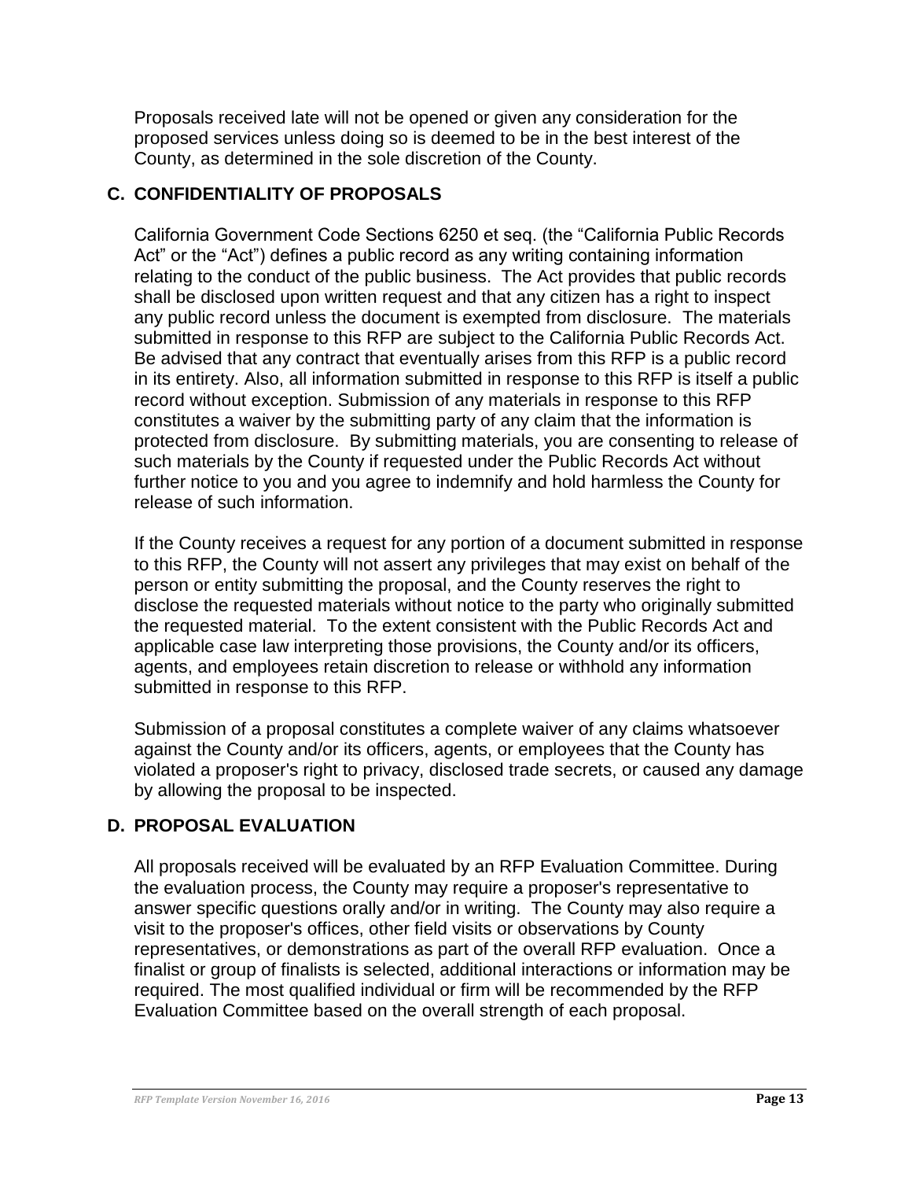Proposals received late will not be opened or given any consideration for the proposed services unless doing so is deemed to be in the best interest of the County, as determined in the sole discretion of the County.

## C. CONFIDENTIALITY OF PROPOSALS

California Government Code Sections 6250 et seq. (the "California Public Records Act" or the "Act") defines a public record as any writing containing information relating to the conduct of the public business. The Act provides that public records shall be disclosed upon written request and that any citizen has a right to inspect any public record unless the document is exempted from disclosure. The materials submitted in response to this RFP are subject to the California Public Records Act. Be advised that any contract that eventually arises from this RFP is a public record in its entirety. Also, all information submitted in response to this RFP is itself a public record without exception. Submission of any materials in response to this RFP constitutes a waiver by the submitting party of any claim that the information is protected from disclosure. By submitting materials, you are consenting to release of such materials by the County if requested under the Public Records Act without further notice to you and you agree to indemnify and hold harmless the County for release of such information.

If the County receives a request for any portion of a document submitted in response to this RFP, the County will not assert any privileges that may exist on behalf of the person or entity submitting the proposal, and the County reserves the right to disclose the requested materials without notice to the party who originally submitted the requested material. To the extent consistent with the Public Records Act and applicable case law interpreting those provisions, the County and/or its officers, agents, and employees retain discretion to release or withhold any information submitted in response to this RFP.

Submission of a proposal constitutes a complete waiver of any claims whatsoever against the County and/or its officers, agents, or employees that the County has violated a proposer's right to privacy, disclosed trade secrets, or caused any damage by allowing the proposal to be inspected.

## D. PROPOSAL EVALUATION

All proposals received will be evaluated by an RFP Evaluation Committee. During the evaluation process, the County may require a proposer's representative to answer specific questions orally and/or in writing. The County may also require a visit to the proposer's offices, other field visits or observations by County representatives, or demonstrations as part of the overall RFP evaluation. Once a finalist or group of finalists is selected, additional interactions or information may be required. The most qualified individual or firm will be recommended by the RFP Evaluation Committee based on the overall strength of each proposal.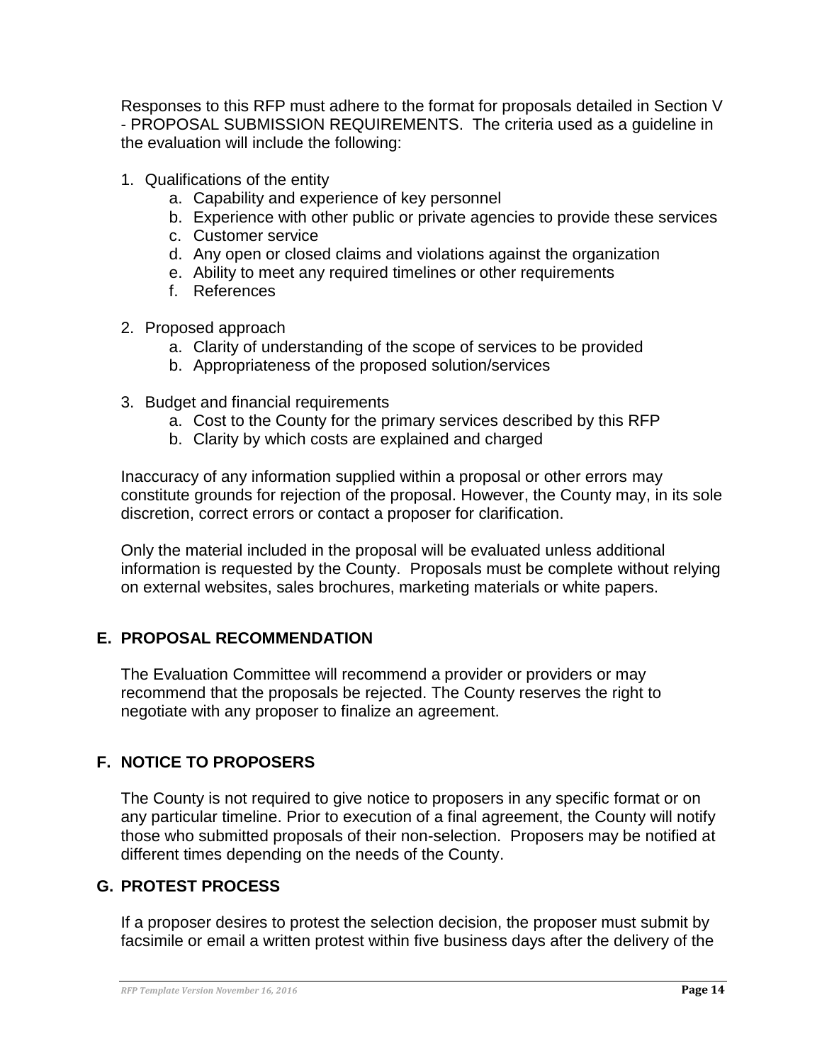Responses to this RFP must adhere to the format for proposals detailed in Section V - PROPOSAL SUBMISSION REQUIREMENTS. The criteria used as a guideline in the evaluation will include the following:

1. Qualifications of the entity
    a. Capability and experience of key personnel
    b. Experience with other public or private agencies to provide these services
    c. Customer service
    d. Any open or closed claims and violations against the organization
    e. Ability to meet any required timelines or other requirements
    f. References

2. Proposed approach
    a. Clarity of understanding of the scope of services to be provided
    b. Appropriateness of the proposed solution/services

3. Budget and financial requirements
    a. Cost to the County for the primary services described by this RFP
    b. Clarity by which costs are explained and charged

Inaccuracy of any information supplied within a proposal or other errors may constitute grounds for rejection of the proposal. However, the County may, in its sole discretion, correct errors or contact a proposer for clarification.

Only the material included in the proposal will be evaluated unless additional information is requested by the County. Proposals must be complete without relying on external websites, sales brochures, marketing materials or white papers.

## E. PROPOSAL RECOMMENDATION

The Evaluation Committee will recommend a provider or providers or may recommend that the proposals be rejected. The County reserves the right to negotiate with any proposer to finalize an agreement.

## F. NOTICE TO PROPOSERS

The County is not required to give notice to proposers in any specific format or on any particular timeline. Prior to execution of a final agreement, the County will notify those who submitted proposals of their non-selection. Proposers may be notified at different times depending on the needs of the County.

## G. PROTEST PROCESS

If a proposer desires to protest the selection decision, the proposer must submit by facsimile or email a written protest within five business days after the delivery of the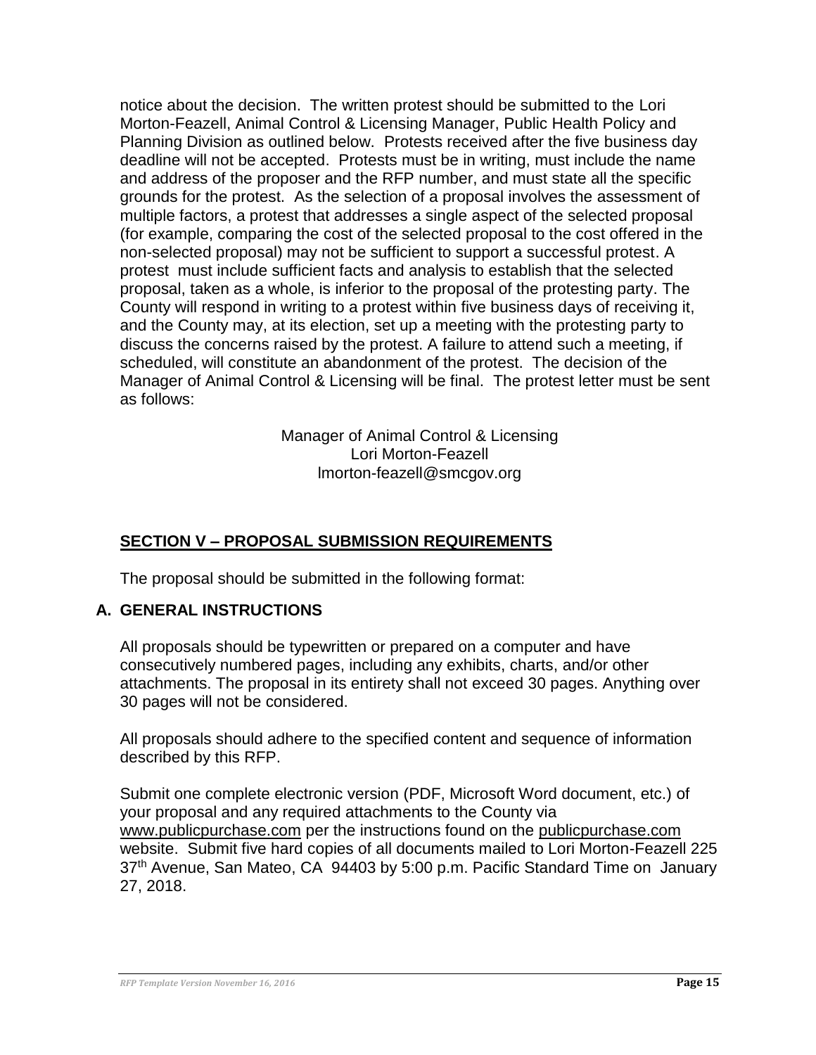notice about the decision. The written protest should be submitted to the Lori Morton-Feazell, Animal Control & Licensing Manager, Public Health Policy and Planning Division as outlined below. Protests received after the five business day deadline will not be accepted. Protests must be in writing, must include the name and address of the proposer and the RFP number, and must state all the specific grounds for the protest. As the selection of a proposal involves the assessment of multiple factors, a protest that addresses a single aspect of the selected proposal (for example, comparing the cost of the selected proposal to the cost offered in the non-selected proposal) may not be sufficient to support a successful protest. A protest must include sufficient facts and analysis to establish that the selected proposal, taken as a whole, is inferior to the proposal of the protesting party. The County will respond in writing to a protest within five business days of receiving it, and the County may, at its election, set up a meeting with the protesting party to discuss the concerns raised by the protest. A failure to attend such a meeting, if scheduled, will constitute an abandonment of the protest. The decision of the Manager of Animal Control & Licensing will be final. The protest letter must be sent as follows:

Manager of Animal Control & Licensing
Lori Morton-Feazell
lmorton-feazell@smcgov.org

## SECTION V – PROPOSAL SUBMISSION REQUIREMENTS

The proposal should be submitted in the following format:

### A. GENERAL INSTRUCTIONS

All proposals should be typewritten or prepared on a computer and have consecutively numbered pages, including any exhibits, charts, and/or other attachments. The proposal in its entirety shall not exceed 30 pages. Anything over 30 pages will not be considered.

All proposals should adhere to the specified content and sequence of information described by this RFP.

Submit one complete electronic version (PDF, Microsoft Word document, etc.) of your proposal and any required attachments to the County via www.publicpurchase.com per the instructions found on the publicpurchase.com website. Submit five hard copies of all documents mailed to Lori Morton-Feazell 225 37th Avenue, San Mateo, CA 94403 by 5:00 p.m. Pacific Standard Time on January 27, 2018.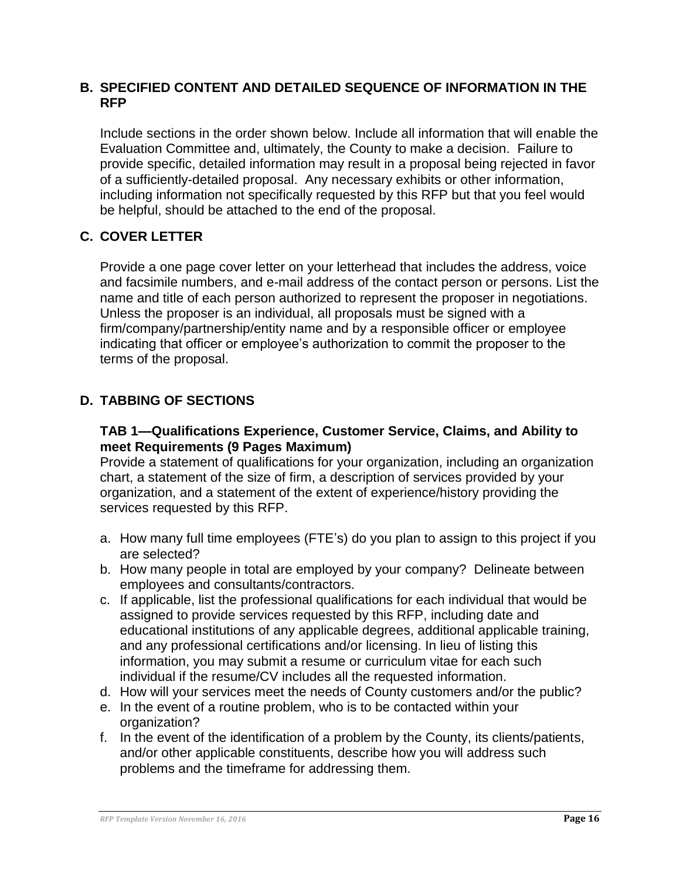## B. SPECIFIED CONTENT AND DETAILED SEQUENCE OF INFORMATION IN THE RFP

Include sections in the order shown below. Include all information that will enable the Evaluation Committee and, ultimately, the County to make a decision. Failure to provide specific, detailed information may result in a proposal being rejected in favor of a sufficiently-detailed proposal. Any necessary exhibits or other information, including information not specifically requested by this RFP but that you feel would be helpful, should be attached to the end of the proposal.

## C. COVER LETTER

Provide a one page cover letter on your letterhead that includes the address, voice and facsimile numbers, and e-mail address of the contact person or persons. List the name and title of each person authorized to represent the proposer in negotiations. Unless the proposer is an individual, all proposals must be signed with a firm/company/partnership/entity name and by a responsible officer or employee indicating that officer or employee's authorization to commit the proposer to the terms of the proposal.

## D. TABBING OF SECTIONS

### TAB 1—Qualifications Experience, Customer Service, Claims, and Ability to meet Requirements (9 Pages Maximum)

Provide a statement of qualifications for your organization, including an organization chart, a statement of the size of firm, a description of services provided by your organization, and a statement of the extent of experience/history providing the services requested by this RFP.

a. How many full time employees (FTE's) do you plan to assign to this project if you are selected?
b. How many people in total are employed by your company? Delineate between employees and consultants/contractors.
c. If applicable, list the professional qualifications for each individual that would be assigned to provide services requested by this RFP, including date and educational institutions of any applicable degrees, additional applicable training, and any professional certifications and/or licensing. In lieu of listing this information, you may submit a resume or curriculum vitae for each such individual if the resume/CV includes all the requested information.
d. How will your services meet the needs of County customers and/or the public?
e. In the event of a routine problem, who is to be contacted within your organization?
f. In the event of the identification of a problem by the County, its clients/patients, and/or other applicable constituents, describe how you will address such problems and the timeframe for addressing them.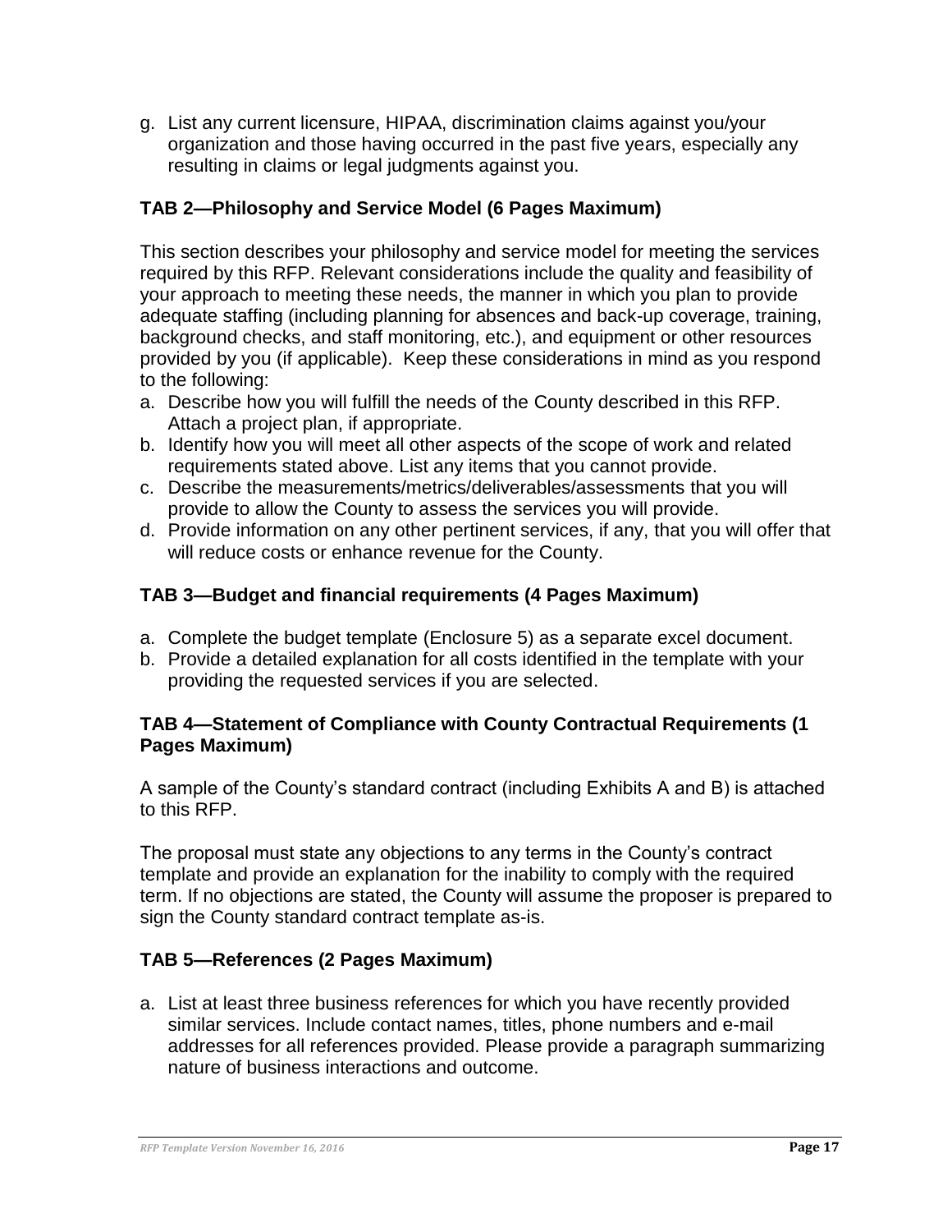g. List any current licensure, HIPAA, discrimination claims against you/your organization and those having occurred in the past five years, especially any resulting in claims or legal judgments against you.

### TAB 2—Philosophy and Service Model (6 Pages Maximum)

This section describes your philosophy and service model for meeting the services required by this RFP. Relevant considerations include the quality and feasibility of your approach to meeting these needs, the manner in which you plan to provide adequate staffing (including planning for absences and back-up coverage, training, background checks, and staff monitoring, etc.), and equipment or other resources provided by you (if applicable). Keep these considerations in mind as you respond to the following:

a. Describe how you will fulfill the needs of the County described in this RFP. Attach a project plan, if appropriate.
b. Identify how you will meet all other aspects of the scope of work and related requirements stated above. List any items that you cannot provide.
c. Describe the measurements/metrics/deliverables/assessments that you will provide to allow the County to assess the services you will provide.
d. Provide information on any other pertinent services, if any, that you will offer that will reduce costs or enhance revenue for the County.

### TAB 3—Budget and financial requirements (4 Pages Maximum)

a. Complete the budget template (Enclosure 5) as a separate excel document.
b. Provide a detailed explanation for all costs identified in the template with your providing the requested services if you are selected.

### TAB 4—Statement of Compliance with County Contractual Requirements (1 Pages Maximum)

A sample of the County's standard contract (including Exhibits A and B) is attached to this RFP.

The proposal must state any objections to any terms in the County's contract template and provide an explanation for the inability to comply with the required term. If no objections are stated, the County will assume the proposer is prepared to sign the County standard contract template as-is.

### TAB 5—References (2 Pages Maximum)

a. List at least three business references for which you have recently provided similar services. Include contact names, titles, phone numbers and e-mail addresses for all references provided. Please provide a paragraph summarizing nature of business interactions and outcome.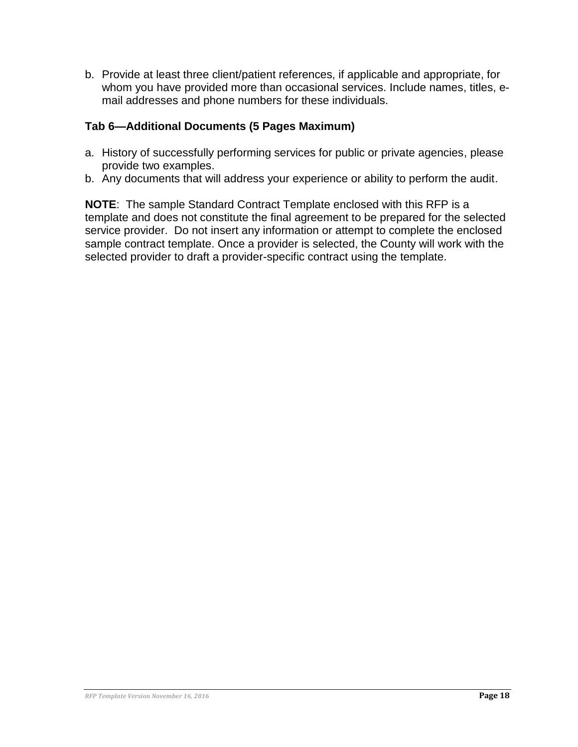b. Provide at least three client/patient references, if applicable and appropriate, for whom you have provided more than occasional services. Include names, titles, e-mail addresses and phone numbers for these individuals.

### Tab 6—Additional Documents (5 Pages Maximum)

a. History of successfully performing services for public or private agencies, please provide two examples.
b. Any documents that will address your experience or ability to perform the audit.

**NOTE**: The sample Standard Contract Template enclosed with this RFP is a template and does not constitute the final agreement to be prepared for the selected service provider. Do not insert any information or attempt to complete the enclosed sample contract template. Once a provider is selected, the County will work with the selected provider to draft a provider-specific contract using the template.